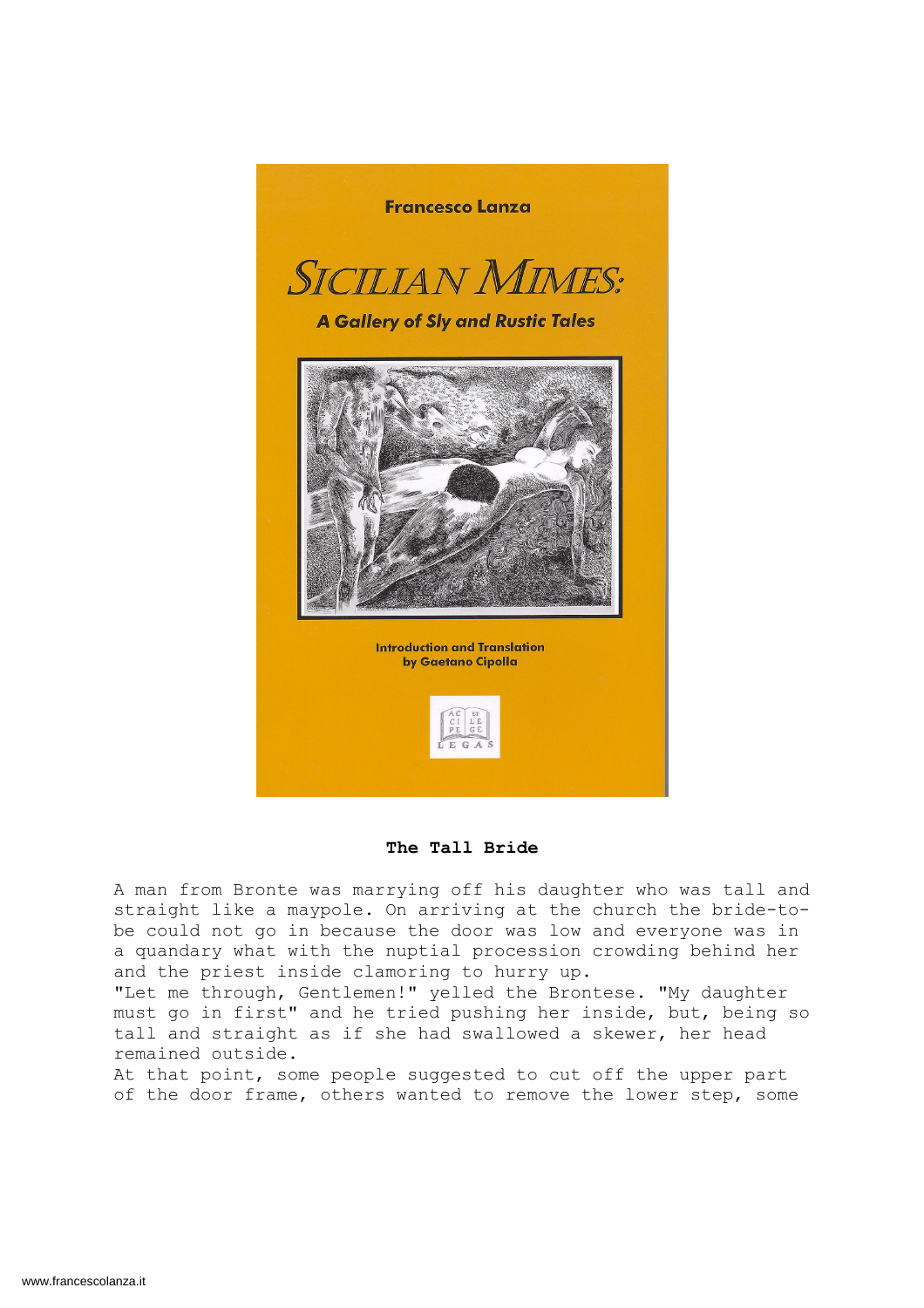Francesco Lanza

# SICILIAN MIMES:

### A Gallery of Sly and Rustic Tales

Introduction and Translation
by Gaetano Cipolla

LEGAS

## The Tall Bride

A man from Bronte was marrying off his daughter who was tall and straight like a maypole. On arriving at the church the bride-to-be could not go in because the door was low and everyone was in a quandary what with the nuptial procession crowding behind her and the priest inside clamoring to hurry up.

"Let me through, Gentlemen!" yelled the Brontese. "My daughter must go in first" and he tried pushing her inside, but, being so tall and straight as if she had swallowed a skewer, her head remained outside.

At that point, some people suggested to cut off the upper part of the door frame, others wanted to remove the lower step, some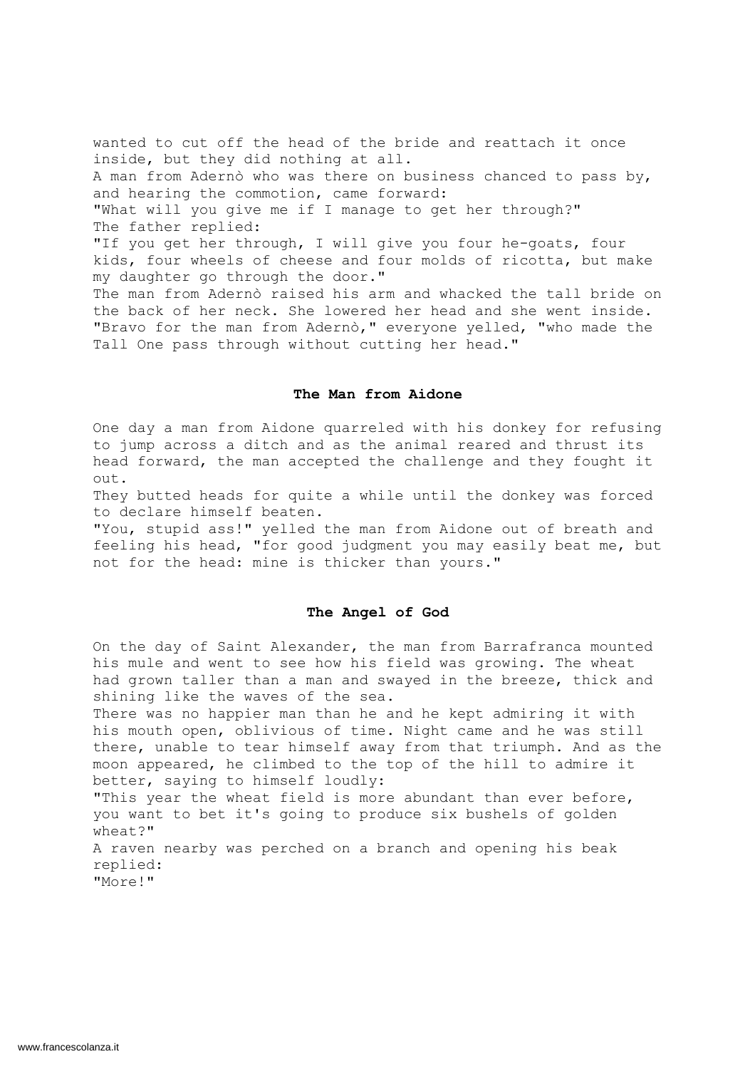wanted to cut off the head of the bride and reattach it once inside, but they did nothing at all.
A man from Adernò who was there on business chanced to pass by, and hearing the commotion, came forward:
"What will you give me if I manage to get her through?"
The father replied:
"If you get her through, I will give you four he-goats, four kids, four wheels of cheese and four molds of ricotta, but make my daughter go through the door."
The man from Adernò raised his arm and whacked the tall bride on the back of her neck. She lowered her head and she went inside.
"Bravo for the man from Adernò," everyone yelled, "who made the Tall One pass through without cutting her head."

### The Man from Aidone

One day a man from Aidone quarreled with his donkey for refusing to jump across a ditch and as the animal reared and thrust its head forward, the man accepted the challenge and they fought it out.
They butted heads for quite a while until the donkey was forced to declare himself beaten.
"You, stupid ass!" yelled the man from Aidone out of breath and feeling his head, "for good judgment you may easily beat me, but not for the head: mine is thicker than yours."

### The Angel of God

On the day of Saint Alexander, the man from Barrafranca mounted his mule and went to see how his field was growing. The wheat had grown taller than a man and swayed in the breeze, thick and shining like the waves of the sea.
There was no happier man than he and he kept admiring it with his mouth open, oblivious of time. Night came and he was still there, unable to tear himself away from that triumph. And as the moon appeared, he climbed to the top of the hill to admire it better, saying to himself loudly:
"This year the wheat field is more abundant than ever before, you want to bet it's going to produce six bushels of golden wheat?"
A raven nearby was perched on a branch and opening his beak replied:
"More!"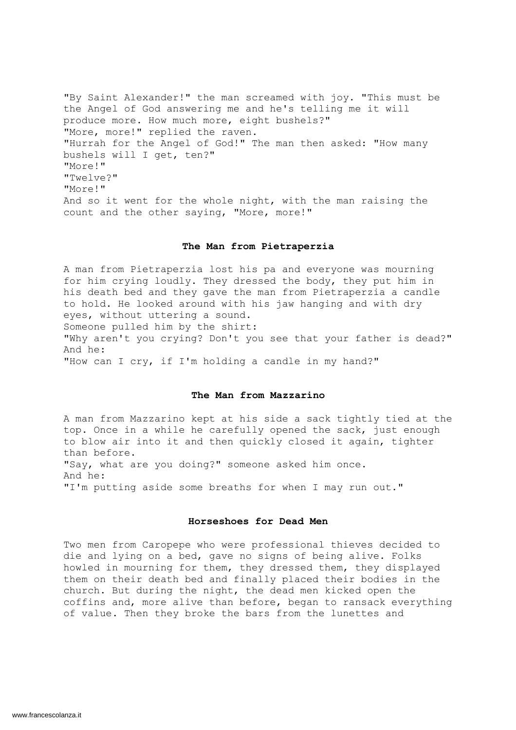"By Saint Alexander!" the man screamed with joy. "This must be the Angel of God answering me and he's telling me it will produce more. How much more, eight bushels?"
"More, more!" replied the raven.
"Hurrah for the Angel of God!" The man then asked: "How many bushels will I get, ten?"
"More!"
"Twelve?"
"More!"
And so it went for the whole night, with the man raising the count and the other saying, "More, more!"

## The Man from Pietraperzia

A man from Pietraperzia lost his pa and everyone was mourning for him crying loudly. They dressed the body, they put him in his death bed and they gave the man from Pietraperzia a candle to hold. He looked around with his jaw hanging and with dry eyes, without uttering a sound.
Someone pulled him by the shirt:
"Why aren't you crying? Don't you see that your father is dead?"
And he:
"How can I cry, if I'm holding a candle in my hand?"

## The Man from Mazzarino

A man from Mazzarino kept at his side a sack tightly tied at the top. Once in a while he carefully opened the sack, just enough to blow air into it and then quickly closed it again, tighter than before.
"Say, what are you doing?" someone asked him once.
And he:
"I'm putting aside some breaths for when I may run out."

## Horseshoes for Dead Men

Two men from Caropepe who were professional thieves decided to die and lying on a bed, gave no signs of being alive. Folks howled in mourning for them, they dressed them, they displayed them on their death bed and finally placed their bodies in the church. But during the night, the dead men kicked open the coffins and, more alive than before, began to ransack everything of value. Then they broke the bars from the lunettes and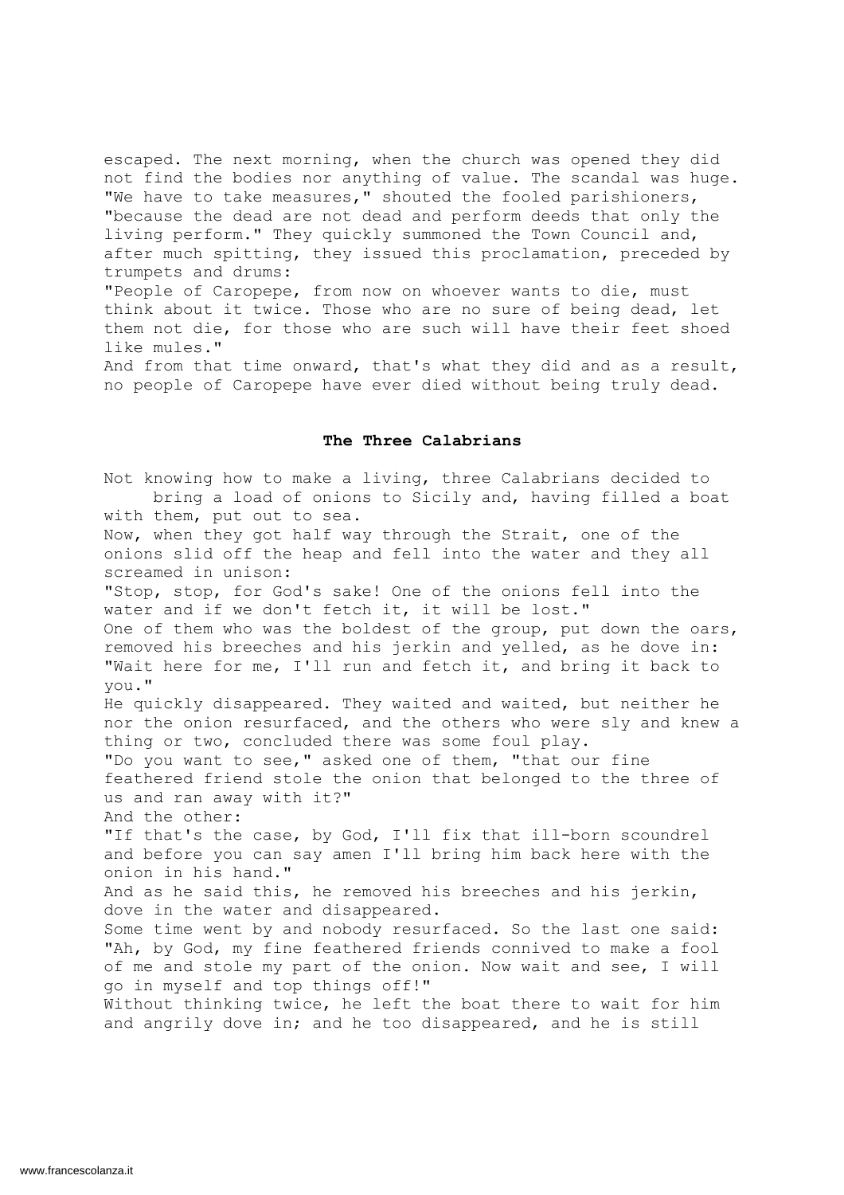escaped. The next morning, when the church was opened they did not find the bodies nor anything of value. The scandal was huge. "We have to take measures," shouted the fooled parishioners, "because the dead are not dead and perform deeds that only the living perform." They quickly summoned the Town Council and, after much spitting, they issued this proclamation, preceded by trumpets and drums:

"People of Caropepe, from now on whoever wants to die, must think about it twice. Those who are no sure of being dead, let them not die, for those who are such will have their feet shoed like mules."

And from that time onward, that's what they did and as a result, no people of Caropepe have ever died without being truly dead.

## The Three Calabrians

Not knowing how to make a living, three Calabrians decided to bring a load of onions to Sicily and, having filled a boat with them, put out to sea.

Now, when they got half way through the Strait, one of the onions slid off the heap and fell into the water and they all screamed in unison:

"Stop, stop, for God's sake! One of the onions fell into the water and if we don't fetch it, it will be lost."

One of them who was the boldest of the group, put down the oars, removed his breeches and his jerkin and yelled, as he dove in: "Wait here for me, I'll run and fetch it, and bring it back to you."

He quickly disappeared. They waited and waited, but neither he nor the onion resurfaced, and the others who were sly and knew a thing or two, concluded there was some foul play.

"Do you want to see," asked one of them, "that our fine feathered friend stole the onion that belonged to the three of us and ran away with it?"

And the other:

"If that's the case, by God, I'll fix that ill-born scoundrel and before you can say amen I'll bring him back here with the onion in his hand."

And as he said this, he removed his breeches and his jerkin, dove in the water and disappeared.

Some time went by and nobody resurfaced. So the last one said: "Ah, by God, my fine feathered friends connived to make a fool of me and stole my part of the onion. Now wait and see, I will go in myself and top things off!"

Without thinking twice, he left the boat there to wait for him and angrily dove in; and he too disappeared, and he is still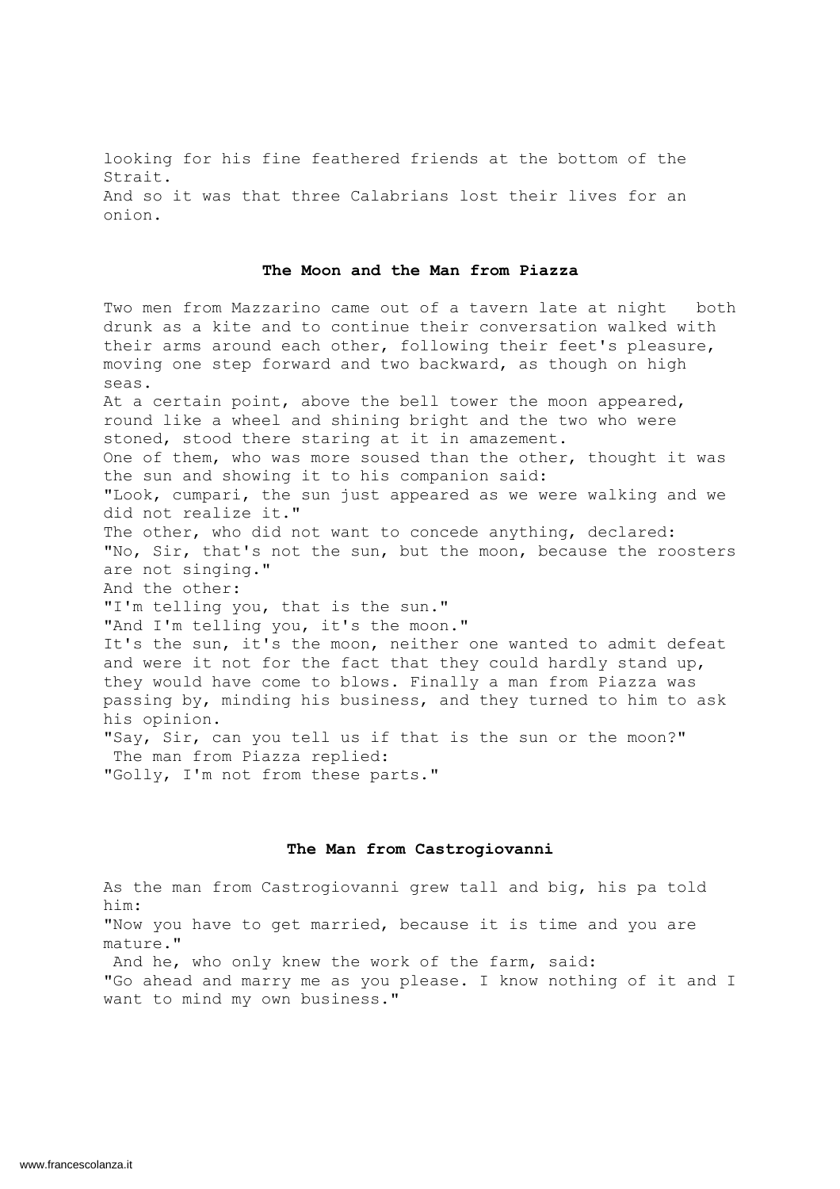looking for his fine feathered friends at the bottom of the Strait.
And so it was that three Calabrians lost their lives for an onion.

### The Moon and the Man from Piazza

Two men from Mazzarino came out of a tavern late at night both drunk as a kite and to continue their conversation walked with their arms around each other, following their feet's pleasure, moving one step forward and two backward, as though on high seas.
At a certain point, above the bell tower the moon appeared, round like a wheel and shining bright and the two who were stoned, stood there staring at it in amazement.
One of them, who was more soused than the other, thought it was the sun and showing it to his companion said:
"Look, cumpari, the sun just appeared as we were walking and we did not realize it."
The other, who did not want to concede anything, declared:
"No, Sir, that's not the sun, but the moon, because the roosters are not singing."
And the other:
"I'm telling you, that is the sun."
"And I'm telling you, it's the moon."
It's the sun, it's the moon, neither one wanted to admit defeat and were it not for the fact that they could hardly stand up, they would have come to blows. Finally a man from Piazza was passing by, minding his business, and they turned to him to ask his opinion.
"Say, Sir, can you tell us if that is the sun or the moon?"
The man from Piazza replied:
"Golly, I'm not from these parts."

### The Man from Castrogiovanni

As the man from Castrogiovanni grew tall and big, his pa told him:
"Now you have to get married, because it is time and you are mature."
And he, who only knew the work of the farm, said:
"Go ahead and marry me as you please. I know nothing of it and I want to mind my own business."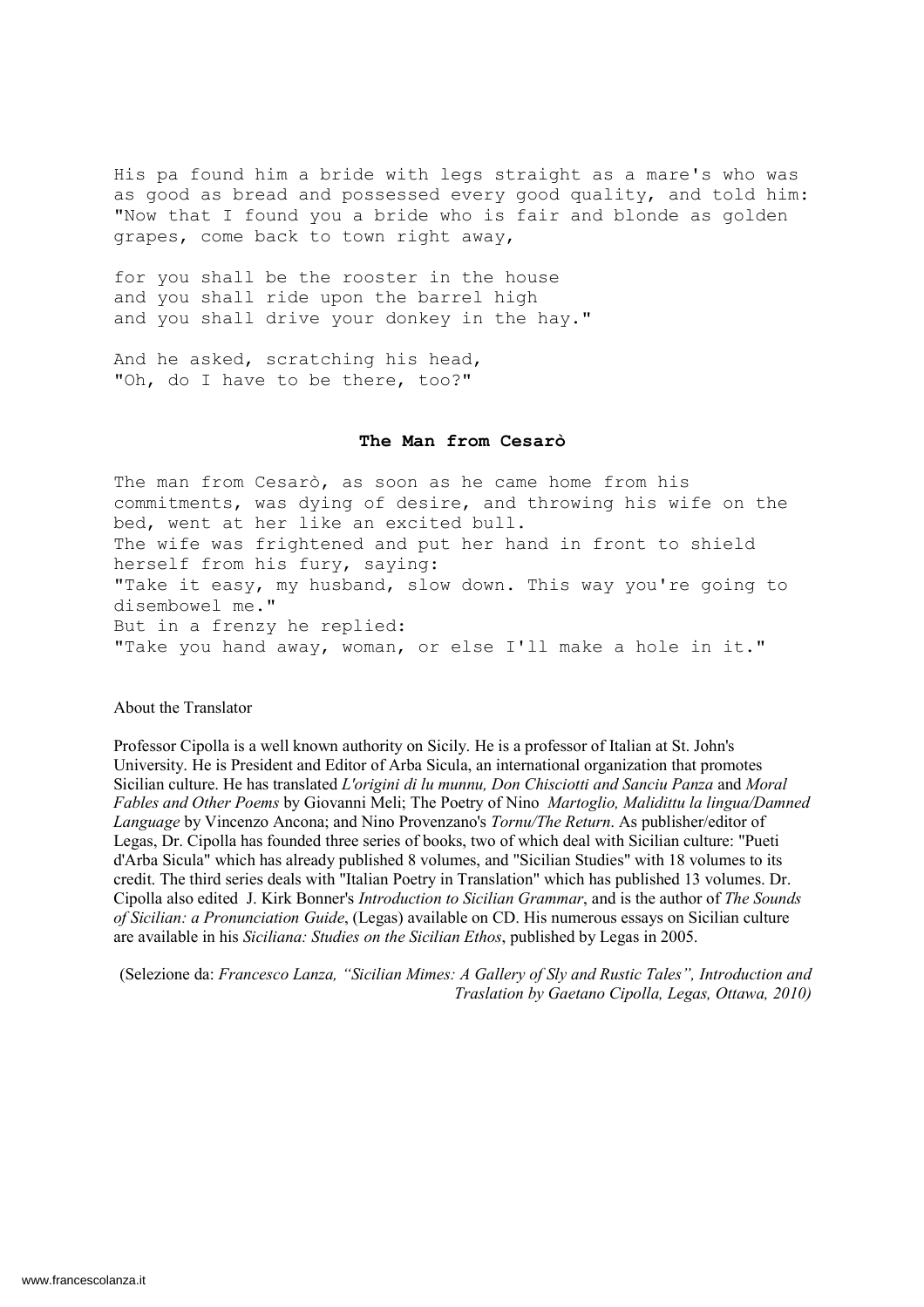His pa found him a bride with legs straight as a mare's who was as good as bread and possessed every good quality, and told him: "Now that I found you a bride who is fair and blonde as golden grapes, come back to town right away,

for you shall be the rooster in the house
and you shall ride upon the barrel high
and you shall drive your donkey in the hay."

And he asked, scratching his head,
"Oh, do I have to be there, too?"

### The Man from Cesarò

The man from Cesarò, as soon as he came home from his commitments, was dying of desire, and throwing his wife on the bed, went at her like an excited bull.
The wife was frightened and put her hand in front to shield herself from his fury, saying:
"Take it easy, my husband, slow down. This way you're going to disembowel me."
But in a frenzy he replied:
"Take you hand away, woman, or else I'll make a hole in it."

About the Translator

Professor Cipolla is a well known authority on Sicily. He is a professor of Italian at St. John's University. He is President and Editor of Arba Sicula, an international organization that promotes Sicilian culture. He has translated *L'origini di lu munnu, Don Chisciotti and Sanciu Panza* and *Moral Fables and Other Poems* by Giovanni Meli; The Poetry of Nino *Martoglio, Malidittu la lingua/Damned Language* by Vincenzo Ancona; and Nino Provenzano's *Tornu/The Return*. As publisher/editor of Legas, Dr. Cipolla has founded three series of books, two of which deal with Sicilian culture: "Pueti d'Arba Sicula" which has already published 8 volumes, and "Sicilian Studies" with 18 volumes to its credit. The third series deals with "Italian Poetry in Translation" which has published 13 volumes. Dr. Cipolla also edited J. Kirk Bonner's *Introduction to Sicilian Grammar*, and is the author of *The Sounds of Sicilian: a Pronunciation Guide*, (Legas) available on CD. His numerous essays on Sicilian culture are available in his *Siciliana: Studies on the Sicilian Ethos*, published by Legas in 2005.

(Selezione da: *Francesco Lanza, "Sicilian Mimes: A Gallery of Sly and Rustic Tales", Introduction and Traslation by Gaetano Cipolla, Legas, Ottawa, 2010)*